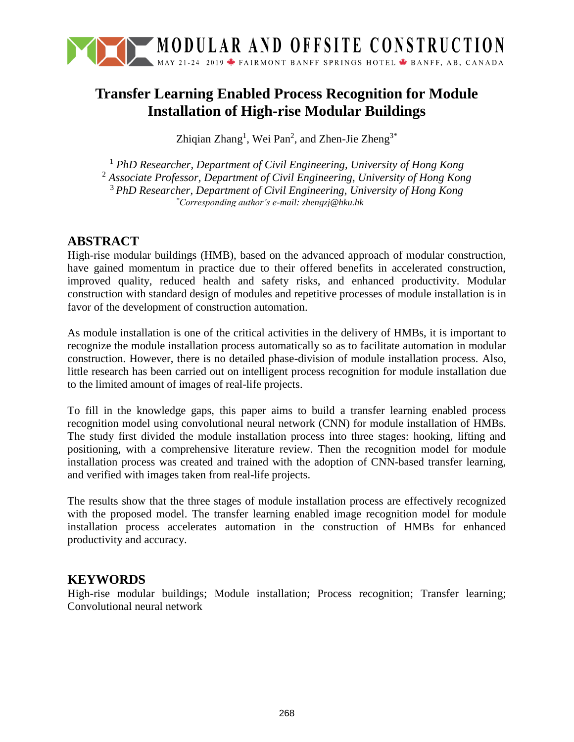# Transfer Learning Enabled Process Recognition for Module Installation of High-rise Modular Buildings

Zhiqian Zhang[1], Wei Pan[2], and Zhen-Jie Zheng[3*]

[1] *PhD Researcher, Department of Civil Engineering, University of Hong Kong*
[2] *Associate Professor, Department of Civil Engineering, University of Hong Kong*
[3] *PhD Researcher, Department of Civil Engineering, University of Hong Kong*
[*] *Corresponding author's e-mail: zhengzj@hku.hk*

## ABSTRACT

High-rise modular buildings (HMB), based on the advanced approach of modular construction, have gained momentum in practice due to their offered benefits in accelerated construction, improved quality, reduced health and safety risks, and enhanced productivity. Modular construction with standard design of modules and repetitive processes of module installation is in favor of the development of construction automation.

As module installation is one of the critical activities in the delivery of HMBs, it is important to recognize the module installation process automatically so as to facilitate automation in modular construction. However, there is no detailed phase-division of module installation process. Also, little research has been carried out on intelligent process recognition for module installation due to the limited amount of images of real-life projects.

To fill in the knowledge gaps, this paper aims to build a transfer learning enabled process recognition model using convolutional neural network (CNN) for module installation of HMBs. The study first divided the module installation process into three stages: hooking, lifting and positioning, with a comprehensive literature review. Then the recognition model for module installation process was created and trained with the adoption of CNN-based transfer learning, and verified with images taken from real-life projects.

The results show that the three stages of module installation process are effectively recognized with the proposed model. The transfer learning enabled image recognition model for module installation process accelerates automation in the construction of HMBs for enhanced productivity and accuracy.

## KEYWORDS

High-rise modular buildings; Module installation; Process recognition; Transfer learning; Convolutional neural network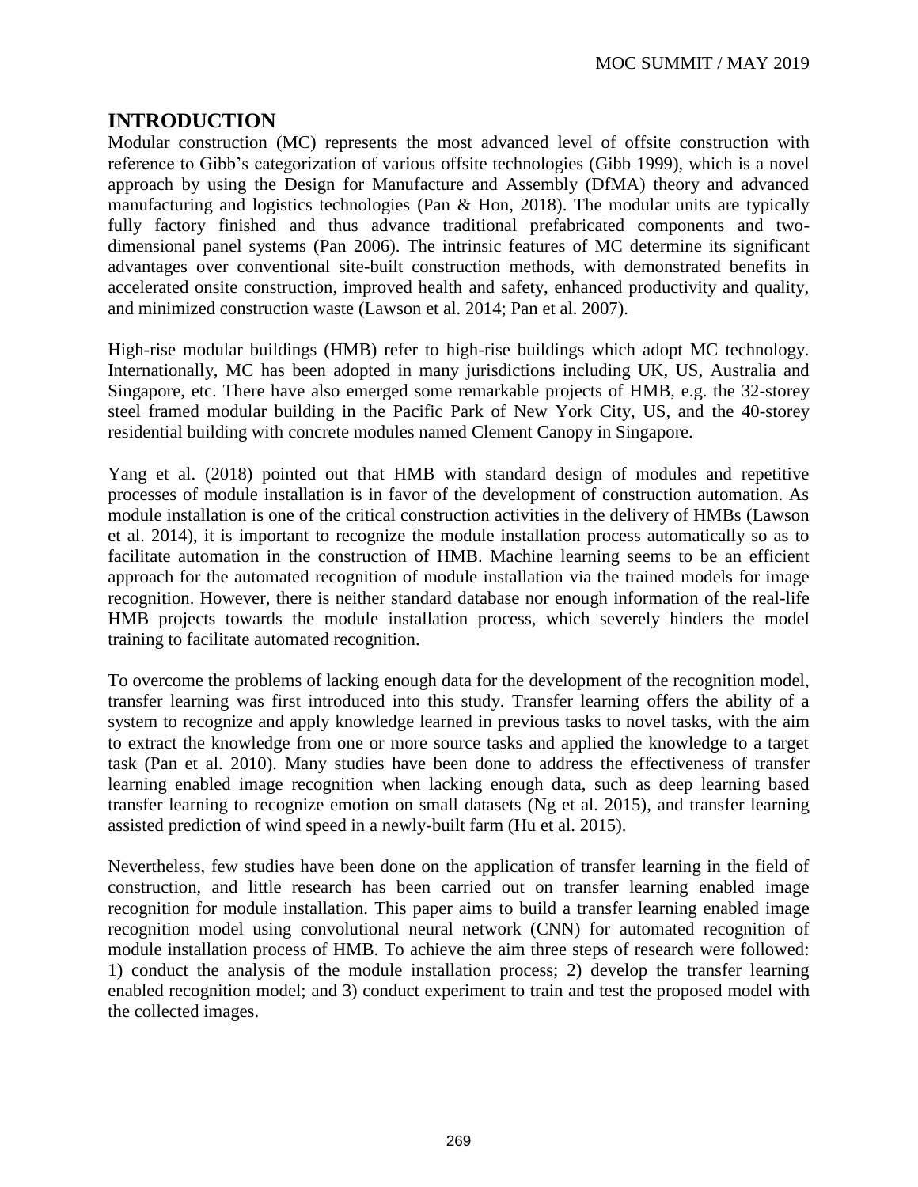# INTRODUCTION

Modular construction (MC) represents the most advanced level of offsite construction with reference to Gibb's categorization of various offsite technologies (Gibb 1999), which is a novel approach by using the Design for Manufacture and Assembly (DfMA) theory and advanced manufacturing and logistics technologies (Pan & Hon, 2018). The modular units are typically fully factory finished and thus advance traditional prefabricated components and two-dimensional panel systems (Pan 2006). The intrinsic features of MC determine its significant advantages over conventional site-built construction methods, with demonstrated benefits in accelerated onsite construction, improved health and safety, enhanced productivity and quality, and minimized construction waste (Lawson et al. 2014; Pan et al. 2007).

High-rise modular buildings (HMB) refer to high-rise buildings which adopt MC technology. Internationally, MC has been adopted in many jurisdictions including UK, US, Australia and Singapore, etc. There have also emerged some remarkable projects of HMB, e.g. the 32-storey steel framed modular building in the Pacific Park of New York City, US, and the 40-storey residential building with concrete modules named Clement Canopy in Singapore.

Yang et al. (2018) pointed out that HMB with standard design of modules and repetitive processes of module installation is in favor of the development of construction automation. As module installation is one of the critical construction activities in the delivery of HMBs (Lawson et al. 2014), it is important to recognize the module installation process automatically so as to facilitate automation in the construction of HMB. Machine learning seems to be an efficient approach for the automated recognition of module installation via the trained models for image recognition. However, there is neither standard database nor enough information of the real-life HMB projects towards the module installation process, which severely hinders the model training to facilitate automated recognition.

To overcome the problems of lacking enough data for the development of the recognition model, transfer learning was first introduced into this study. Transfer learning offers the ability of a system to recognize and apply knowledge learned in previous tasks to novel tasks, with the aim to extract the knowledge from one or more source tasks and applied the knowledge to a target task (Pan et al. 2010). Many studies have been done to address the effectiveness of transfer learning enabled image recognition when lacking enough data, such as deep learning based transfer learning to recognize emotion on small datasets (Ng et al. 2015), and transfer learning assisted prediction of wind speed in a newly-built farm (Hu et al. 2015).

Nevertheless, few studies have been done on the application of transfer learning in the field of construction, and little research has been carried out on transfer learning enabled image recognition for module installation. This paper aims to build a transfer learning enabled image recognition model using convolutional neural network (CNN) for automated recognition of module installation process of HMB. To achieve the aim three steps of research were followed: 1) conduct the analysis of the module installation process; 2) develop the transfer learning enabled recognition model; and 3) conduct experiment to train and test the proposed model with the collected images.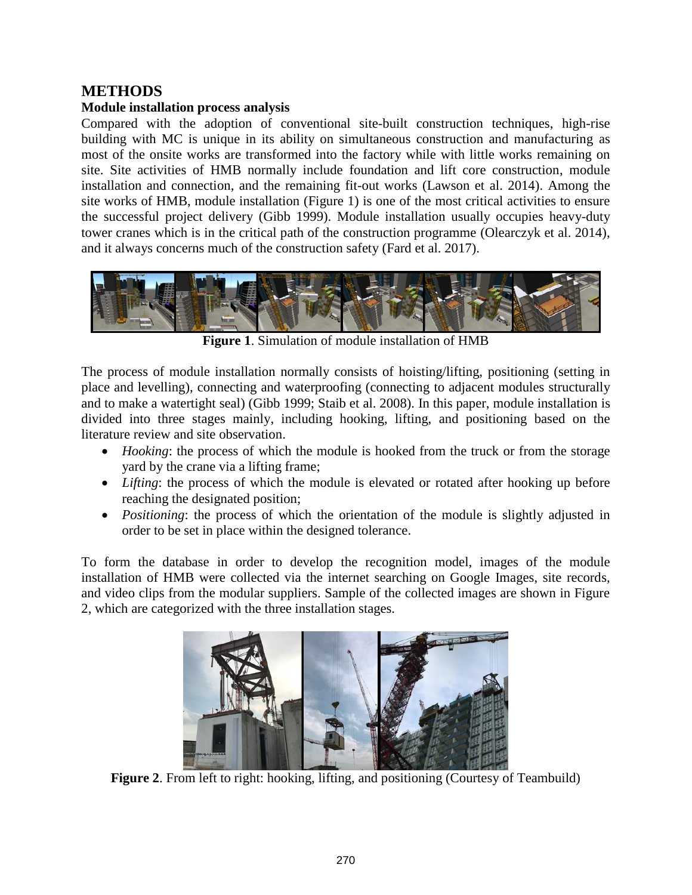# METHODS

## Module installation process analysis

Compared with the adoption of conventional site-built construction techniques, high-rise building with MC is unique in its ability on simultaneous construction and manufacturing as most of the onsite works are transformed into the factory while with little works remaining on site. Site activities of HMB normally include foundation and lift core construction, module installation and connection, and the remaining fit-out works (Lawson et al. 2014). Among the site works of HMB, module installation (Figure 1) is one of the most critical activities to ensure the successful project delivery (Gibb 1999). Module installation usually occupies heavy-duty tower cranes which is in the critical path of the construction programme (Olearczyk et al. 2014), and it always concerns much of the construction safety (Fard et al. 2017).

**Figure 1**. Simulation of module installation of HMB

The process of module installation normally consists of hoisting/lifting, positioning (setting in place and levelling), connecting and waterproofing (connecting to adjacent modules structurally and to make a watertight seal) (Gibb 1999; Staib et al. 2008). In this paper, module installation is divided into three stages mainly, including hooking, lifting, and positioning based on the literature review and site observation.

- *Hooking*: the process of which the module is hooked from the truck or from the storage yard by the crane via a lifting frame;
- *Lifting*: the process of which the module is elevated or rotated after hooking up before reaching the designated position;
- *Positioning*: the process of which the orientation of the module is slightly adjusted in order to be set in place within the designed tolerance.

To form the database in order to develop the recognition model, images of the module installation of HMB were collected via the internet searching on Google Images, site records, and video clips from the modular suppliers. Sample of the collected images are shown in Figure 2, which are categorized with the three installation stages.

**Figure 2**. From left to right: hooking, lifting, and positioning (Courtesy of Teambuild)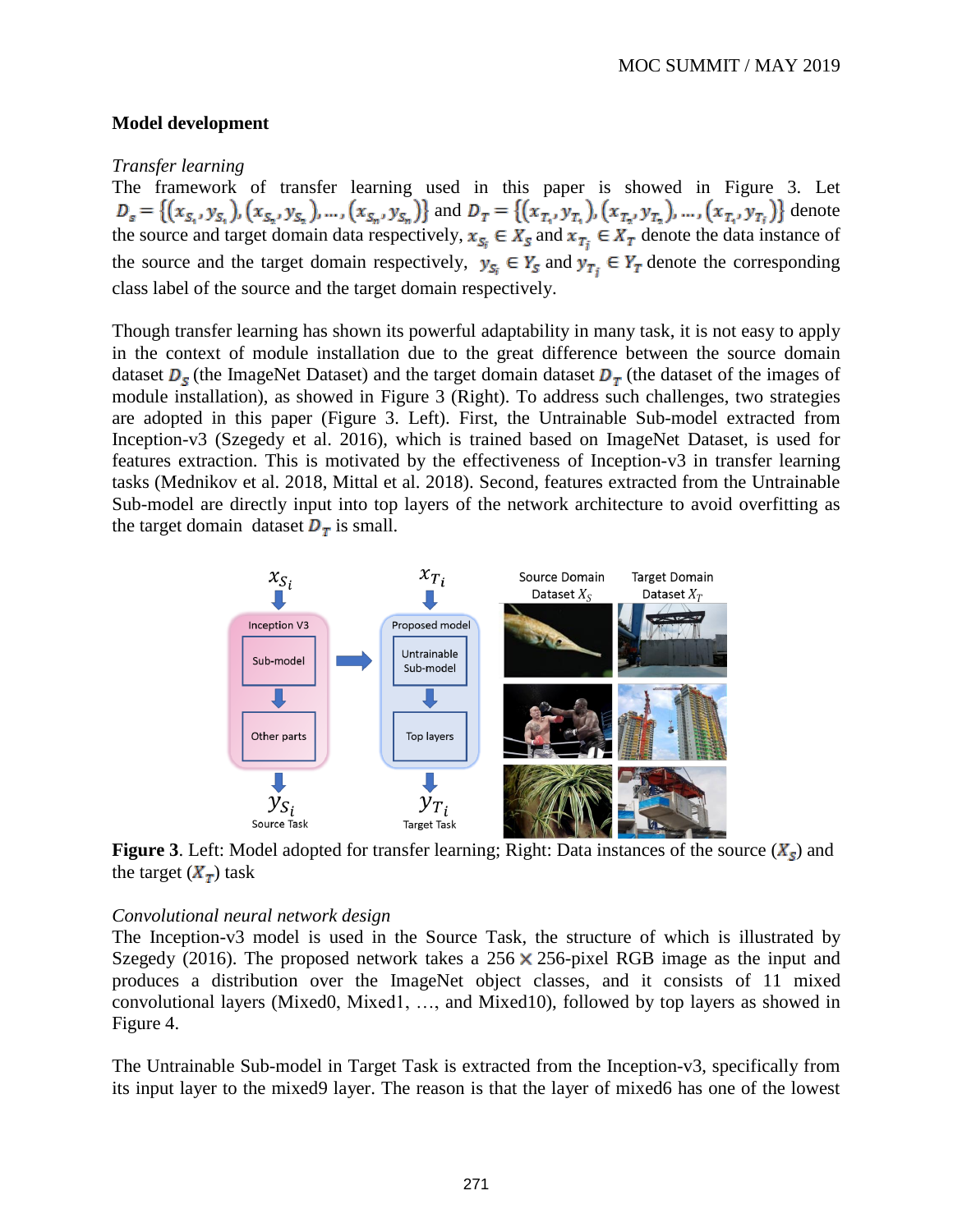## Model development

*Transfer learning*

The framework of transfer learning used in this paper is showed in Figure 3. Let $D_S = \{(x_{S_1}, y_{S_1}), (x_{S_2}, y_{S_2}), \ldots, (x_{S_n}, y_{S_n})\}$ and $D_T = \{(x_{T_1}, y_{T_1}), (x_{T_2}, y_{T_2}), \ldots, (x_{T_j}, y_{T_j})\}$ denote the source and target domain data respectively, $x_{S_i} \in X_S$ and $x_{T_j} \in X_T$ denote the data instance of the source and the target domain respectively, $y_{S_i} \in Y_S$ and $y_{T_j} \in Y_T$ denote the corresponding class label of the source and the target domain respectively.

Though transfer learning has shown its powerful adaptability in many task, it is not easy to apply in the context of module installation due to the great difference between the source domain dataset $D_S$ (the ImageNet Dataset) and the target domain dataset $D_T$ (the dataset of the images of module installation), as showed in Figure 3 (Right). To address such challenges, two strategies are adopted in this paper (Figure 3. Left). First, the Untrainable Sub-model extracted from Inception-v3 (Szegedy et al. 2016), which is trained based on ImageNet Dataset, is used for features extraction. This is motivated by the effectiveness of Inception-v3 in transfer learning tasks (Mednikov et al. 2018, Mittal et al. 2018). Second, features extracted from the Untrainable Sub-model are directly input into top layers of the network architecture to avoid overfitting as the target domain dataset $D_T$ is small.

**Figure 3**. Left: Model adopted for transfer learning; Right: Data instances of the source ($X_S$) and the target ($X_T$) task

*Convolutional neural network design*

The Inception-v3 model is used in the Source Task, the structure of which is illustrated by Szegedy (2016). The proposed network takes a 256 × 256-pixel RGB image as the input and produces a distribution over the ImageNet object classes, and it consists of 11 mixed convolutional layers (Mixed0, Mixed1, …, and Mixed10), followed by top layers as showed in Figure 4.

The Untrainable Sub-model in Target Task is extracted from the Inception-v3, specifically from its input layer to the mixed9 layer. The reason is that the layer of mixed6 has one of the lowest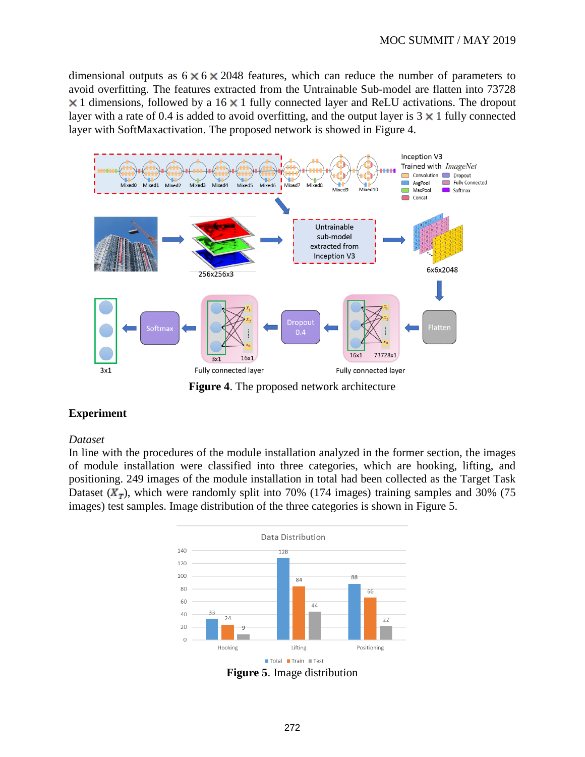dimensional outputs as 6 × 6 × 2048 features, which can reduce the number of parameters to avoid overfitting. The features extracted from the Untrainable Sub-model are flatten into 73728 × 1 dimensions, followed by a 16 × 1 fully connected layer and ReLU activations. The dropout layer with a rate of 0.4 is added to avoid overfitting, and the output layer is 3 × 1 fully connected layer with SoftMaxactivation. The proposed network is showed in Figure 4.

**Figure 4**. The proposed network architecture

## Experiment

*Dataset*

In line with the procedures of the module installation analyzed in the former section, the images of module installation were classified into three categories, which are hooking, lifting, and positioning. 249 images of the module installation in total had been collected as the Target Task Dataset ($\boldsymbol{X}_T$), which were randomly split into 70% (174 images) training samples and 30% (75 images) test samples. Image distribution of the three categories is shown in Figure 5.

**Figure 5**. Image distribution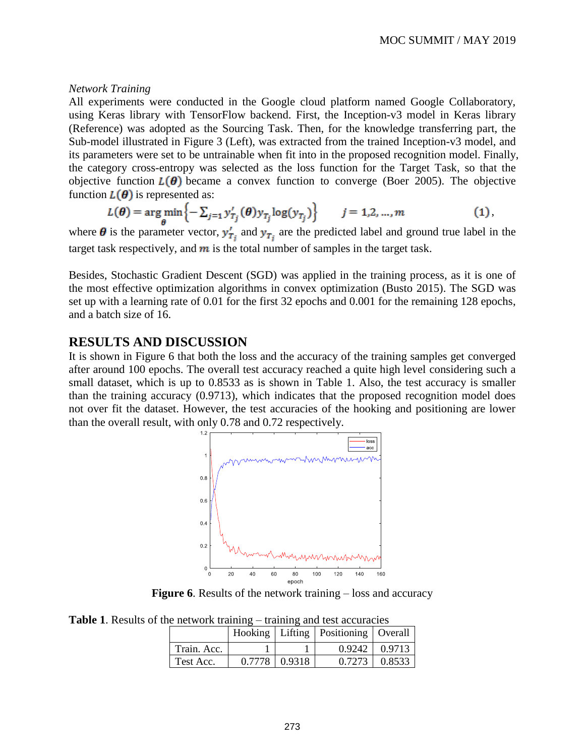*Network Training*

All experiments were conducted in the Google cloud platform named Google Collaboratory, using Keras library with TensorFlow backend. First, the Inception-v3 model in Keras library (Reference) was adopted as the Sourcing Task. Then, for the knowledge transferring part, the Sub-model illustrated in Figure 3 (Left), was extracted from the trained Inception-v3 model, and its parameters were set to be untrainable when fit into in the proposed recognition model. Finally, the category cross-entropy was selected as the loss function for the Target Task, so that the objective function $L(\boldsymbol{\theta})$ became a convex function to converge (Boer 2005). The objective function $L(\boldsymbol{\theta})$ is represented as:

$$L(\boldsymbol{\theta}) = \arg\min_{\boldsymbol{\theta}} \left\{ -\sum_{j=1} y'_{T_j}(\boldsymbol{\theta}) y_{T_j} \log(y_{T_j}) \right\} \qquad j = 1,2,\ldots,m \qquad (1),$$

where $\boldsymbol{\theta}$ is the parameter vector, $y'_{T_j}$ and $y_{T_j}$ are the predicted label and ground true label in the target task respectively, and $m$ is the total number of samples in the target task.

Besides, Stochastic Gradient Descent (SGD) was applied in the training process, as it is one of the most effective optimization algorithms in convex optimization (Busto 2015). The SGD was set up with a learning rate of 0.01 for the first 32 epochs and 0.001 for the remaining 128 epochs, and a batch size of 16.

## RESULTS AND DISCUSSION

It is shown in Figure 6 that both the loss and the accuracy of the training samples get converged after around 100 epochs. The overall test accuracy reached a quite high level considering such a small dataset, which is up to 0.8533 as is shown in Table 1. Also, the test accuracy is smaller than the training accuracy (0.9713), which indicates that the proposed recognition model does not over fit the dataset. However, the test accuracies of the hooking and positioning are lower than the overall result, with only 0.78 and 0.72 respectively.

**Figure 6**. Results of the network training – loss and accuracy

**Table 1**. Results of the network training – training and test accuracies

| | Hooking | Lifting | Positioning | Overall |
|---|---|---|---|---|
| Train. Acc. | 1 | 1 | 0.9242 | 0.9713 |
| Test Acc. | 0.7778 | 0.9318 | 0.7273 | 0.8533 |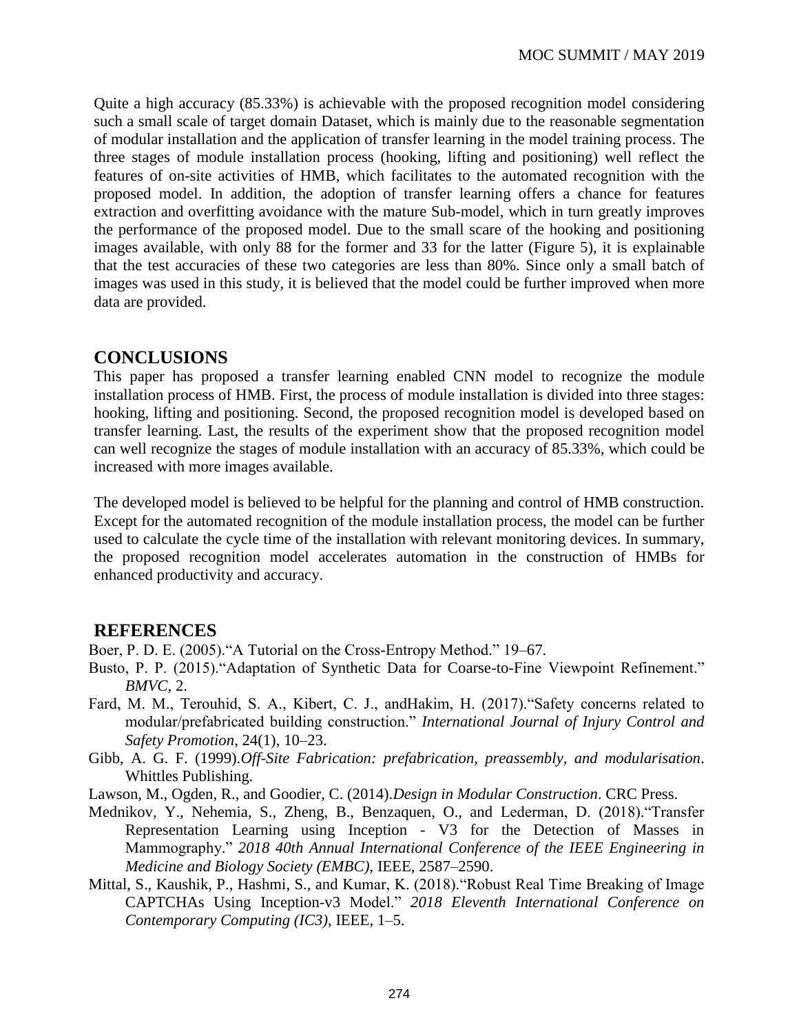Quite a high accuracy (85.33%) is achievable with the proposed recognition model considering such a small scale of target domain Dataset, which is mainly due to the reasonable segmentation of modular installation and the application of transfer learning in the model training process. The three stages of module installation process (hooking, lifting and positioning) well reflect the features of on-site activities of HMB, which facilitates to the automated recognition with the proposed model. In addition, the adoption of transfer learning offers a chance for features extraction and overfitting avoidance with the mature Sub-model, which in turn greatly improves the performance of the proposed model. Due to the small scare of the hooking and positioning images available, with only 88 for the former and 33 for the latter (Figure 5), it is explainable that the test accuracies of these two categories are less than 80%. Since only a small batch of images was used in this study, it is believed that the model could be further improved when more data are provided.

## CONCLUSIONS

This paper has proposed a transfer learning enabled CNN model to recognize the module installation process of HMB. First, the process of module installation is divided into three stages: hooking, lifting and positioning. Second, the proposed recognition model is developed based on transfer learning. Last, the results of the experiment show that the proposed recognition model can well recognize the stages of module installation with an accuracy of 85.33%, which could be increased with more images available.

The developed model is believed to be helpful for the planning and control of HMB construction. Except for the automated recognition of the module installation process, the model can be further used to calculate the cycle time of the installation with relevant monitoring devices. In summary, the proposed recognition model accelerates automation in the construction of HMBs for enhanced productivity and accuracy.

## REFERENCES

Boer, P. D. E. (2005).“A Tutorial on the Cross-Entropy Method.” 19–67.

Busto, P. P. (2015).“Adaptation of Synthetic Data for Coarse-to-Fine Viewpoint Refinement.” *BMVC*, 2.

Fard, M. M., Terouhid, S. A., Kibert, C. J., andHakim, H. (2017).“Safety concerns related to modular/prefabricated building construction.” *International Journal of Injury Control and Safety Promotion*, 24(1), 10–23.

Gibb, A. G. F. (1999).*Off-Site Fabrication: prefabrication, preassembly, and modularisation*. Whittles Publishing.

Lawson, M., Ogden, R., and Goodier, C. (2014).*Design in Modular Construction*. CRC Press.

Mednikov, Y., Nehemia, S., Zheng, B., Benzaquen, O., and Lederman, D. (2018).“Transfer Representation Learning using Inception - V3 for the Detection of Masses in Mammography.” *2018 40th Annual International Conference of the IEEE Engineering in Medicine and Biology Society (EMBC)*, IEEE, 2587–2590.

Mittal, S., Kaushik, P., Hashmi, S., and Kumar, K. (2018).“Robust Real Time Breaking of Image CAPTCHAs Using Inception-v3 Model.” *2018 Eleventh International Conference on Contemporary Computing (IC3)*, IEEE, 1–5.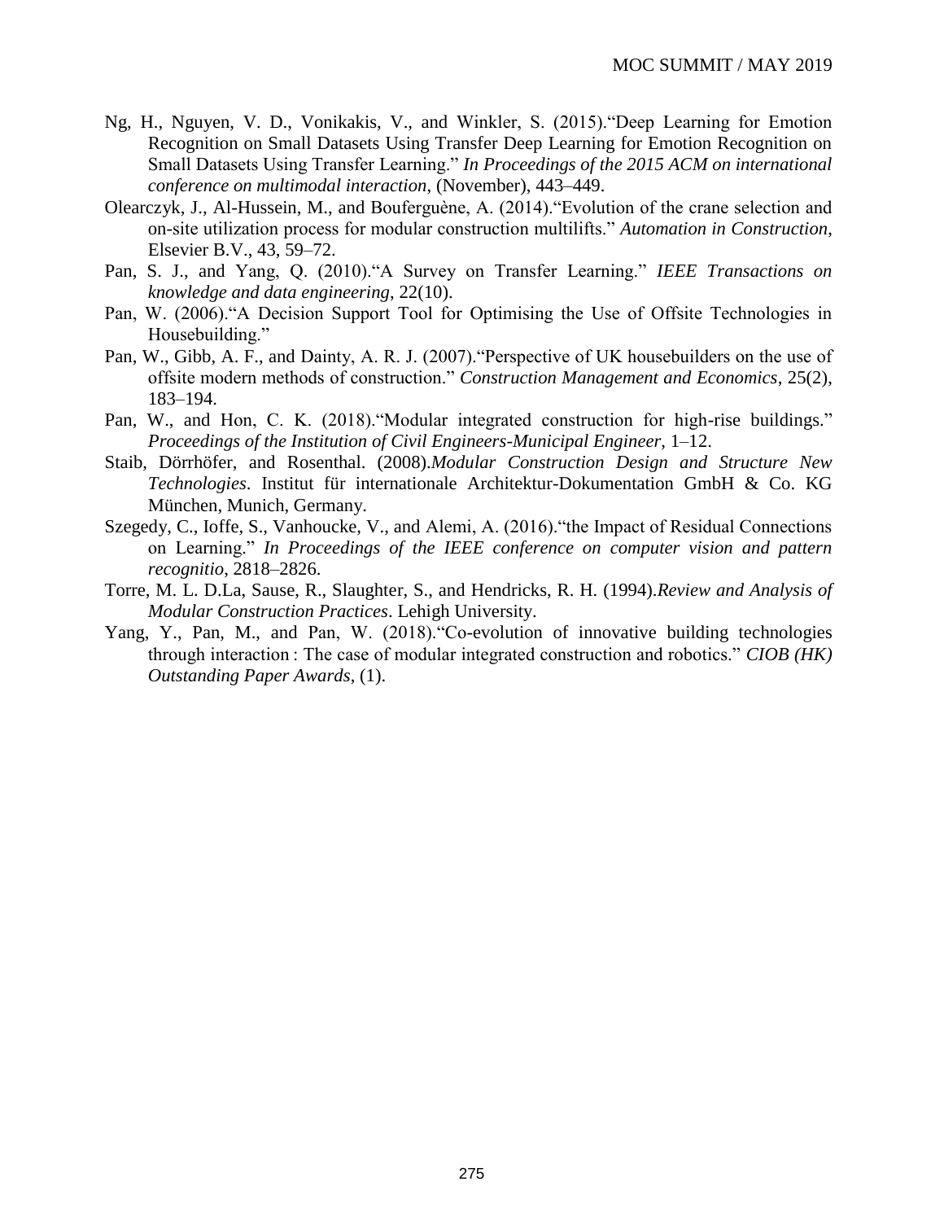Ng, H., Nguyen, V. D., Vonikakis, V., and Winkler, S. (2015).“Deep Learning for Emotion Recognition on Small Datasets Using Transfer Deep Learning for Emotion Recognition on Small Datasets Using Transfer Learning.” *In Proceedings of the 2015 ACM on international conference on multimodal interaction*, (November), 443–449.

Olearczyk, J., Al-Hussein, M., and Bouferguène, A. (2014).“Evolution of the crane selection and on-site utilization process for modular construction multilifts.” *Automation in Construction*, Elsevier B.V., 43, 59–72.

Pan, S. J., and Yang, Q. (2010).“A Survey on Transfer Learning.” *IEEE Transactions on knowledge and data engineering*, 22(10).

Pan, W. (2006).“A Decision Support Tool for Optimising the Use of Offsite Technologies in Housebuilding.”

Pan, W., Gibb, A. F., and Dainty, A. R. J. (2007).“Perspective of UK housebuilders on the use of offsite modern methods of construction.” *Construction Management and Economics*, 25(2), 183–194.

Pan, W., and Hon, C. K. (2018).“Modular integrated construction for high-rise buildings.” *Proceedings of the Institution of Civil Engineers-Municipal Engineer*, 1–12.

Staib, Dörrhöfer, and Rosenthal. (2008).*Modular Construction Design and Structure New Technologies*. Institut für internationale Architektur-Dokumentation GmbH & Co. KG München, Munich, Germany.

Szegedy, C., Ioffe, S., Vanhoucke, V., and Alemi, A. (2016).“the Impact of Residual Connections on Learning.” *In Proceedings of the IEEE conference on computer vision and pattern recognitio*, 2818–2826.

Torre, M. L. D.La, Sause, R., Slaughter, S., and Hendricks, R. H. (1994).*Review and Analysis of Modular Construction Practices*. Lehigh University.

Yang, Y., Pan, M., and Pan, W. (2018).“Co-evolution of innovative building technologies through interaction : The case of modular integrated construction and robotics.” *CIOB (HK) Outstanding Paper Awards*, (1).